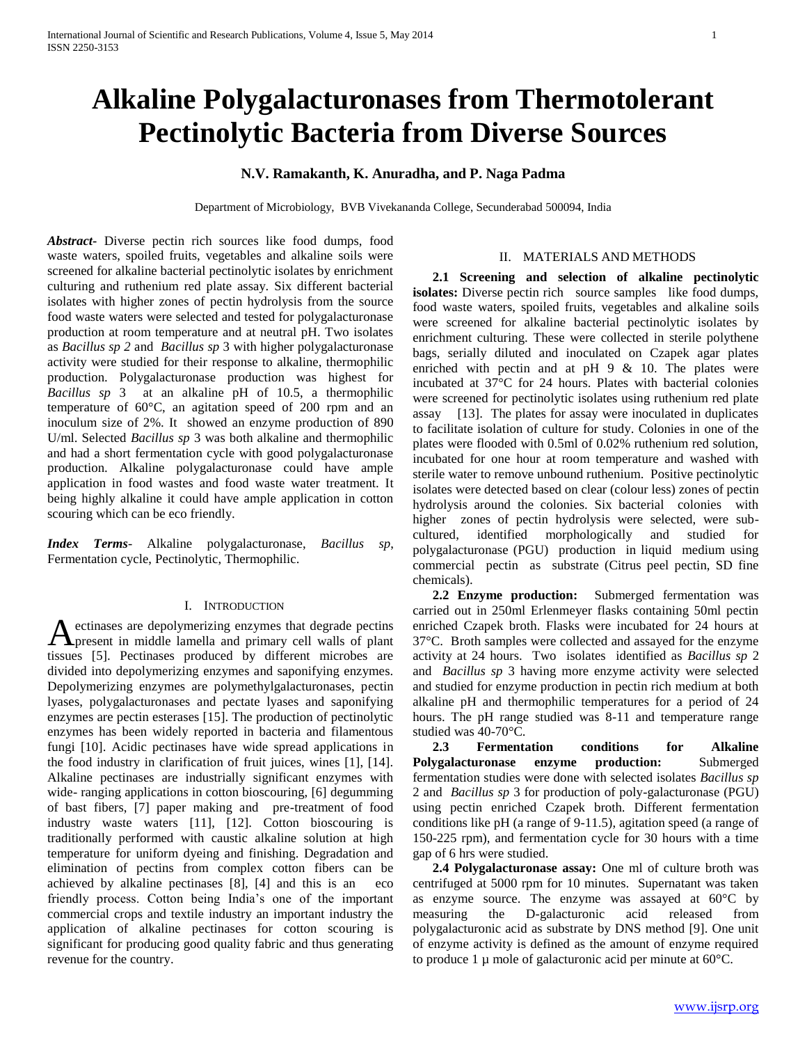# Alkaline Polygalacturonases from Thermotolerant Pectinolytic Bacteria from Diverse Sources

**N.V. Ramakanth, K. Anuradha, and P. Naga Padma**

Department of Microbiology, BVB Vivekananda College, Secunderabad 500094, India

***Abstract***- Diverse pectin rich sources like food dumps, food waste waters, spoiled fruits, vegetables and alkaline soils were screened for alkaline bacterial pectinolytic isolates by enrichment culturing and ruthenium red plate assay. Six different bacterial isolates with higher zones of pectin hydrolysis from the source food waste waters were selected and tested for polygalacturonase production at room temperature and at neutral pH. Two isolates as *Bacillus sp 2* and *Bacillus sp* 3 with higher polygalacturonase activity were studied for their response to alkaline, thermophilic production. Polygalacturonase production was highest for *Bacillus sp* 3 at an alkaline pH of 10.5, a thermophilic temperature of 60°C, an agitation speed of 200 rpm and an inoculum size of 2%. It showed an enzyme production of 890 U/ml. Selected *Bacillus sp* 3 was both alkaline and thermophilic and had a short fermentation cycle with good polygalacturonase production. Alkaline polygalacturonase could have ample application in food wastes and food waste water treatment. It being highly alkaline it could have ample application in cotton scouring which can be eco friendly.

***Index Terms***- Alkaline polygalacturonase, *Bacillus sp*, Fermentation cycle, Pectinolytic, Thermophilic.

## I. Introduction

Pectinases are depolymerizing enzymes that degrade pectins present in middle lamella and primary cell walls of plant tissues [5]. Pectinases produced by different microbes are divided into depolymerizing enzymes and saponifying enzymes. Depolymerizing enzymes are polymethylgalacturonases, pectin lyases, polygalacturonases and pectate lyases and saponifying enzymes are pectin esterases [15]. The production of pectinolytic enzymes has been widely reported in bacteria and filamentous fungi [10]. Acidic pectinases have wide spread applications in the food industry in clarification of fruit juices, wines [1], [14]. Alkaline pectinases are industrially significant enzymes with wide- ranging applications in cotton bioscouring, [6] degumming of bast fibers, [7] paper making and pre-treatment of food industry waste waters [11], [12]. Cotton bioscouring is traditionally performed with caustic alkaline solution at high temperature for uniform dyeing and finishing. Degradation and elimination of pectins from complex cotton fibers can be achieved by alkaline pectinases [8], [4] and this is an eco friendly process. Cotton being India's one of the important commercial crops and textile industry an important industry the application of alkaline pectinases for cotton scouring is significant for producing good quality fabric and thus generating revenue for the country.

## II. Materials and Methods

**2.1 Screening and selection of alkaline pectinolytic isolates:** Diverse pectin rich source samples like food dumps, food waste waters, spoiled fruits, vegetables and alkaline soils were screened for alkaline bacterial pectinolytic isolates by enrichment culturing. These were collected in sterile polythene bags, serially diluted and inoculated on Czapek agar plates enriched with pectin and at pH 9 & 10. The plates were incubated at 37°C for 24 hours. Plates with bacterial colonies were screened for pectinolytic isolates using ruthenium red plate assay [13]. The plates for assay were inoculated in duplicates to facilitate isolation of culture for study. Colonies in one of the plates were flooded with 0.5ml of 0.02% ruthenium red solution, incubated for one hour at room temperature and washed with sterile water to remove unbound ruthenium. Positive pectinolytic isolates were detected based on clear (colour less) zones of pectin hydrolysis around the colonies. Six bacterial colonies with higher zones of pectin hydrolysis were selected, were sub-cultured, identified morphologically and studied for polygalacturonase (PGU) production in liquid medium using commercial pectin as substrate (Citrus peel pectin, SD fine chemicals).

**2.2 Enzyme production:** Submerged fermentation was carried out in 250ml Erlenmeyer flasks containing 50ml pectin enriched Czapek broth. Flasks were incubated for 24 hours at 37°C. Broth samples were collected and assayed for the enzyme activity at 24 hours. Two isolates identified as *Bacillus sp* 2 and *Bacillus sp* 3 having more enzyme activity were selected and studied for enzyme production in pectin rich medium at both alkaline pH and thermophilic temperatures for a period of 24 hours. The pH range studied was 8-11 and temperature range studied was 40-70°C.

**2.3 Fermentation conditions for Alkaline Polygalacturonase enzyme production:** Submerged fermentation studies were done with selected isolates *Bacillus sp* 2 and *Bacillus sp* 3 for production of poly-galacturonase (PGU) using pectin enriched Czapek broth. Different fermentation conditions like pH (a range of 9-11.5), agitation speed (a range of 150-225 rpm), and fermentation cycle for 30 hours with a time gap of 6 hrs were studied.

**2.4 Polygalacturonase assay:** One ml of culture broth was centrifuged at 5000 rpm for 10 minutes. Supernatant was taken as enzyme source. The enzyme was assayed at 60°C by measuring the D-galacturonic acid released from polygalacturonic acid as substrate by DNS method [9]. One unit of enzyme activity is defined as the amount of enzyme required to produce 1 µ mole of galacturonic acid per minute at 60°C.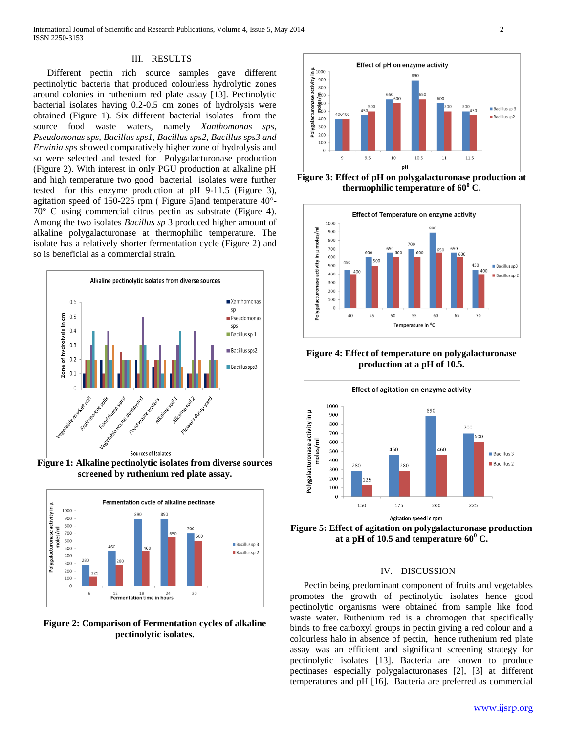## III. RESULTS

Different pectin rich source samples gave different pectinolytic bacteria that produced colourless hydrolytic zones around colonies in ruthenium red plate assay [13]. Pectinolytic bacterial isolates having 0.2-0.5 cm zones of hydrolysis were obtained (Figure 1). Six different bacterial isolates from the source food waste waters, namely *Xanthomonas sps*, *Pseudomonas sps, Bacillus sps1, Bacillus sps2, Bacillus sps3 and Erwinia sps* showed comparatively higher zone of hydrolysis and so were selected and tested for Polygalacturonase production (Figure 2). With interest in only PGU production at alkaline pH and high temperature two good bacterial isolates were further tested for this enzyme production at pH 9-11.5 (Figure 3), agitation speed of 150-225 rpm ( Figure 5)and temperature 40°-70° C using commercial citrus pectin as substrate (Figure 4). Among the two isolates *Bacillus sp* 3 produced higher amount of alkaline polygalacturonase at thermophilic temperature. The isolate has a relatively shorter fermentation cycle (Figure 2) and so is beneficial as a commercial strain.

**Figure 1: Alkaline pectinolytic isolates from diverse sources screened by ruthenium red plate assay.**

**Figure 2: Comparison of Fermentation cycles of alkaline pectinolytic isolates.**

**Figure 3: Effect of pH on polygalacturonase production at thermophilic temperature of 60$^{0}$ C.**

**Figure 4: Effect of temperature on polygalacturonase production at a pH of 10.5.**

**Figure 5: Effect of agitation on polygalacturonase production at a pH of 10.5 and temperature 60$^{0}$ C.**

## IV. DISCUSSION

Pectin being predominant component of fruits and vegetables promotes the growth of pectinolytic isolates hence good pectinolytic organisms were obtained from sample like food waste water. Ruthenium red is a chromogen that specifically binds to free carboxyl groups in pectin giving a red colour and a colourless halo in absence of pectin, hence ruthenium red plate assay was an efficient and significant screening strategy for pectinolytic isolates [13]. Bacteria are known to produce pectinases especially polygalacturonases [2], [3] at different temperatures and pH [16]. Bacteria are preferred as commercial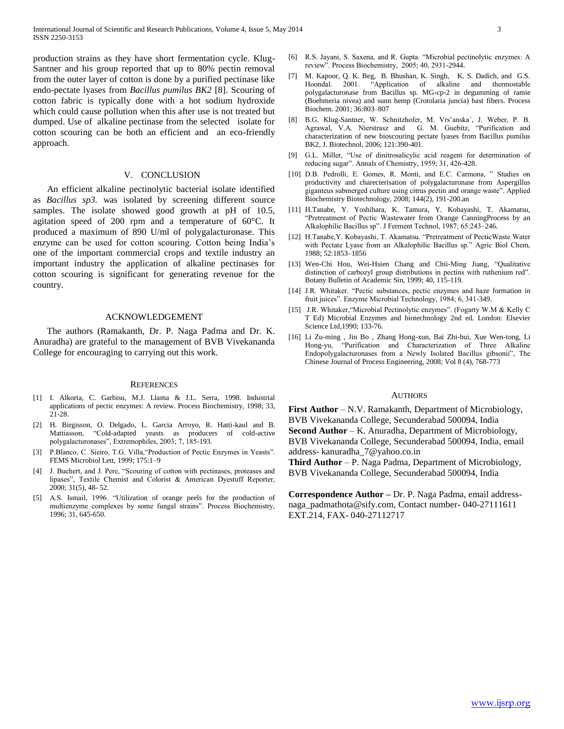production strains as they have short fermentation cycle. Klug-Santner and his group reported that up to 80% pectin removal from the outer layer of cotton is done by a purified pectinase like endo-pectate lyases from *Bacillus pumilus BK2* [8]. Scouring of cotton fabric is typically done with a hot sodium hydroxide which could cause pollution when this after use is not treated but dumped. Use of alkaline pectinase from the selected isolate for cotton scouring can be both an efficient and an eco-friendly approach.

## V. CONCLUSION

An efficient alkaline pectinolytic bacterial isolate identified as *Bacillus sp3.* was isolated by screening different source samples. The isolate showed good growth at pH of 10.5, agitation speed of 200 rpm and a temperature of 60°C. It produced a maximum of 890 U/ml of polygalacturonase. This enzyme can be used for cotton scouring. Cotton being India's one of the important commercial crops and textile industry an important industry the application of alkaline pectinases for cotton scouring is significant for generating revenue for the country.

## ACKNOWLEDGEMENT

The authors (Ramakanth, Dr. P. Naga Padma and Dr. K. Anuradha) are grateful to the management of BVB Vivekananda College for encouraging to carrying out this work.

## REFERENCES

[1] I. Alkorta, C. Garbisu, M.J. Llama & J.L. Serra, 1998. Industrial applications of pectic enzymes: A review. Process Biochemistry, 1998; 33, 21-28.

[2] H. Birgisson, O. Delgado, L. Garcia Arroyo, R. Hatti-kaul and B. Mattiasson, "Cold-adapted yeasts as producers of cold-active polygalacturonases", Extremophiles, 2003; 7, 185-193.

[3] P.Blanco, C. Sieiro, T.G. Villa,"Production of Pectic Enzymes in Yeasts". FEMS Microbiol Lett, 1999; 175:1–9

[4] J. Buchert, and J. Pere, "Scouring of cotton with pectinases, proteases and lipases", Textile Chemist and Colorist & American Dyestuff Reporter, 2000; 31(5), 48- 52.

[5] A.S. Ismail, 1996. "Utilization of orange peels for the production of multienzyme complexes by some fungal strains". Process Biochemistry, 1996; 31, 645-650.

[6] R.S. Jayani, S. Saxena, and R. Gupta. "Microbial pectinolytic enzymes: A review". Process Biochemistry, 2005; 40, 2931-2944.

[7] M. Kapoor, Q. K. Beg, B. Bhushan, K. Singh, K. S. Dadich, and G.S. Hoondal. 2001. "Application of alkaline and thermostable polygalacturonase from Bacillus sp. MG-cp-2 in degumming of ramie (Boehmeria nivea) and sunn hemp (Crotolaria juncia) bast fibers. Process Biochem. 2001; 36:803–807

[8] B.G. Klug-Santner, W. Schnitzhofer, M. Vrsˇanska´, J. Weber, P. B. Agrawal, V.A. Nierstrasz and G. M. Guebitz, "Purification and characterization of new bioscouring pectate lyases from Bacillus pumilus BK2, J. Biotechnol, 2006; 121:390-401.

[9] G.L. Miller, "Use of dinitrosalicylic acid reagent for determination of reducing sugar". Annals of Chemistry, 1959; 31, 426-428.

[10] D.B. Pedrolli, E. Gomes, R. Monti, and E.C. Carmona, " Studies on productivity and charecterisation of polygalacturonase from Aspergillus giganteus submerged culture using citrus pectin and orange waste". Applied Biochemistry Biotechnology, 2008; 144(2), 191-200.an

[11] H.Tanabe, Y. Yoshihara, K. Tamura, Y. Kobayashi, T. Akamatsu, "Pretreatment of Pectic Wastewater from Orange CanningProcess by an Alkalophilic Bacillus sp". J Ferment Technol, 1987; 65:243–246.

[12] H.Tanabe,Y. Kobayashi, T. Akamatsu. "Pretreatment of PecticWaste Water with Pectate Lyase from an Alkalophilic Bacillus sp." Agric Biol Chem, 1988; 52:1853–1856

[13] Wen-Chi Hou, Wei-Hsien Chang and Chii-Ming Jiang, "Qualitative distinction of carbozyl group distributions in pectins with ruthenium red". Botany Bulletin of Academic Sin, 1999; 40, 115-119.

[14] J.R. Whitaker. "Pectic substances, pectic enzymes and haze formation in fruit juices". Enzyme Microbial Technology, 1984; 6, 341-349.

[15] J.R. Whitaker,"Microbial Pectinolytic enzymes". (Fogarty W.M & Kelly C T Ed) Microbial Enzymes and biotechnology 2nd ed. London: Elsevier Science Ltd,1990; 133-76.

[16] Li Zu-ming , Jin Bo , Zhang Hong-xun, Bai Zhi-hui, Xue Wen-tong, Li Hong-yu, "Purification and Characterization of Three Alkaline Endopolygalacturonases from a Newly Isolated Bacillus gibsonii", The Chinese Journal of Process Engineering, 2008; Vol 8 (4), 768-773

## AUTHORS

**First Author** – N.V. Ramakanth, Department of Microbiology, BVB Vivekananda College, Secunderabad 500094, India

**Second Author** – K. Anuradha, Department of Microbiology, BVB Vivekananda College, Secunderabad 500094, India, email address- kanuradha_7@yahoo.co.in

**Third Author** – P. Naga Padma, Department of Microbiology, BVB Vivekananda College, Secunderabad 500094, India

**Correspondence Author –** Dr. P. Naga Padma, email address- naga_padmathota@sify.com, Contact number- 040-27111611 EXT.214, FAX- 040-27112717